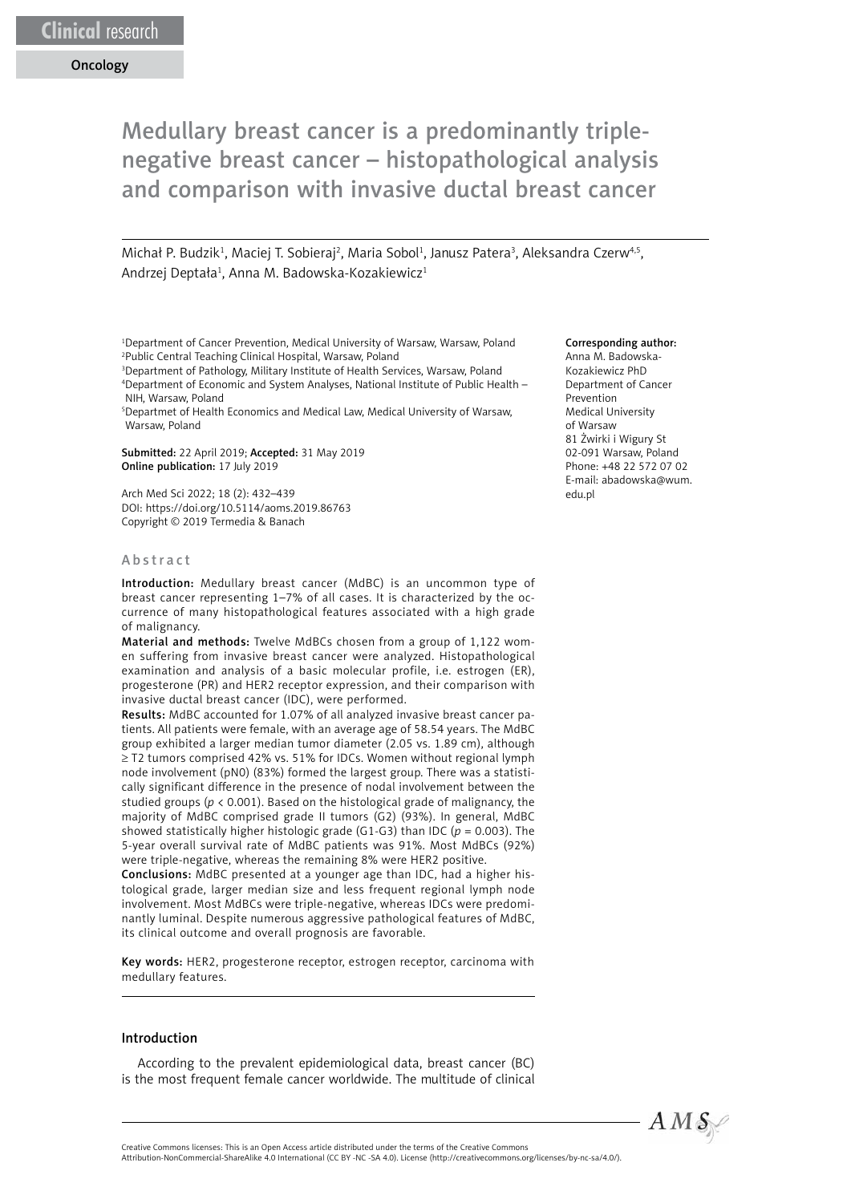Clinical research

Oncology

# Medullary breast cancer is a predominantly triple-negative breast cancer – histopathological analysis and comparison with invasive ductal breast cancer

Michał P. Budzik[1], Maciej T. Sobieraj[2], Maria Sobol[1], Janusz Patera[3], Aleksandra Czerw[4,5], Andrzej Deptała[1], Anna M. Badowska-Kozakiewicz[1]

[1]Department of Cancer Prevention, Medical University of Warsaw, Warsaw, Poland
[2]Public Central Teaching Clinical Hospital, Warsaw, Poland
[3]Department of Pathology, Military Institute of Health Services, Warsaw, Poland
[4]Department of Economic and System Analyses, National Institute of Public Health – NIH, Warsaw, Poland
[5]Departmet of Health Economics and Medical Law, Medical University of Warsaw, Warsaw, Poland

**Submitted:** 22 April 2019; **Accepted:** 31 May 2019
**Online publication:** 17 July 2019

Arch Med Sci 2022; 18 (2): 432–439
DOI: https://doi.org/10.5114/aoms.2019.86763
Copyright © 2019 Termedia & Banach

**Corresponding author:**
Anna M. Badowska-Kozakiewicz PhD
Department of Cancer Prevention
Medical University of Warsaw
81 Żwirki i Wigury St
02-091 Warsaw, Poland
Phone: +48 22 572 07 02
E-mail: abadowska@wum.edu.pl

## Abstract

**Introduction:** Medullary breast cancer (MdBC) is an uncommon type of breast cancer representing 1–7% of all cases. It is characterized by the occurrence of many histopathological features associated with a high grade of malignancy.

**Material and methods:** Twelve MdBCs chosen from a group of 1,122 women suffering from invasive breast cancer were analyzed. Histopathological examination and analysis of a basic molecular profile, i.e. estrogen (ER), progesterone (PR) and HER2 receptor expression, and their comparison with invasive ductal breast cancer (IDC), were performed.

**Results:** MdBC accounted for 1.07% of all analyzed invasive breast cancer patients. All patients were female, with an average age of 58.54 years. The MdBC group exhibited a larger median tumor diameter (2.05 vs. 1.89 cm), although ≥ T2 tumors comprised 42% vs. 51% for IDCs. Women without regional lymph node involvement (pN0) (83%) formed the largest group. There was a statistically significant difference in the presence of nodal involvement between the studied groups ($p < 0.001$). Based on the histological grade of malignancy, the majority of MdBC comprised grade II tumors (G2) (93%). In general, MdBC showed statistically higher histologic grade (G1-G3) than IDC ($p = 0.003$). The 5-year overall survival rate of MdBC patients was 91%. Most MdBCs (92%) were triple-negative, whereas the remaining 8% were HER2 positive.

**Conclusions:** MdBC presented at a younger age than IDC, had a higher histological grade, larger median size and less frequent regional lymph node involvement. Most MdBCs were triple-negative, whereas IDCs were predominantly luminal. Despite numerous aggressive pathological features of MdBC, its clinical outcome and overall prognosis are favorable.

**Key words:** HER2, progesterone receptor, estrogen receptor, carcinoma with medullary features.

## Introduction

According to the prevalent epidemiological data, breast cancer (BC) is the most frequent female cancer worldwide. The multitude of clinical

Creative Commons licenses: This is an Open Access article distributed under the terms of the Creative Commons Attribution-NonCommercial-ShareAlike 4.0 International (CC BY -NC -SA 4.0). License (http://creativecommons.org/licenses/by-nc-sa/4.0/).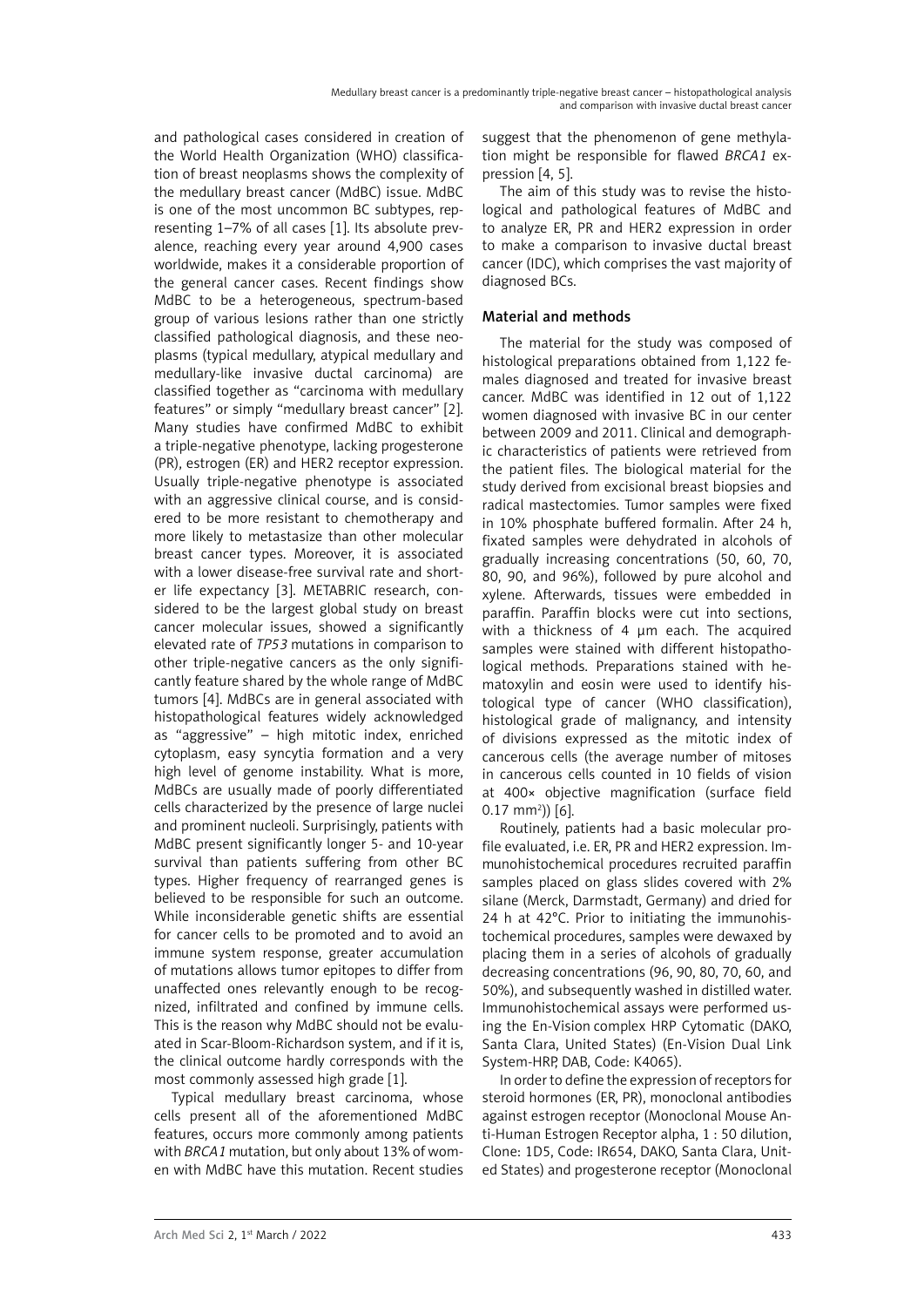and pathological cases considered in creation of the World Health Organization (WHO) classification of breast neoplasms shows the complexity of the medullary breast cancer (MdBC) issue. MdBC is one of the most uncommon BC subtypes, representing 1–7% of all cases [1]. Its absolute prevalence, reaching every year around 4,900 cases worldwide, makes it a considerable proportion of the general cancer cases. Recent findings show MdBC to be a heterogeneous, spectrum-based group of various lesions rather than one strictly classified pathological diagnosis, and these neoplasms (typical medullary, atypical medullary and medullary-like invasive ductal carcinoma) are classified together as "carcinoma with medullary features" or simply "medullary breast cancer" [2]. Many studies have confirmed MdBC to exhibit a triple-negative phenotype, lacking progesterone (PR), estrogen (ER) and HER2 receptor expression. Usually triple-negative phenotype is associated with an aggressive clinical course, and is considered to be more resistant to chemotherapy and more likely to metastasize than other molecular breast cancer types. Moreover, it is associated with a lower disease-free survival rate and shorter life expectancy [3]. METABRIC research, considered to be the largest global study on breast cancer molecular issues, showed a significantly elevated rate of *TP53* mutations in comparison to other triple-negative cancers as the only significantly feature shared by the whole range of MdBC tumors [4]. MdBCs are in general associated with histopathological features widely acknowledged as "aggressive" – high mitotic index, enriched cytoplasm, easy syncytia formation and a very high level of genome instability. What is more, MdBCs are usually made of poorly differentiated cells characterized by the presence of large nuclei and prominent nucleoli. Surprisingly, patients with MdBC present significantly longer 5- and 10-year survival than patients suffering from other BC types. Higher frequency of rearranged genes is believed to be responsible for such an outcome. While inconsiderable genetic shifts are essential for cancer cells to be promoted and to avoid an immune system response, greater accumulation of mutations allows tumor epitopes to differ from unaffected ones relevantly enough to be recognized, infiltrated and confined by immune cells. This is the reason why MdBC should not be evaluated in Scar-Bloom-Richardson system, and if it is, the clinical outcome hardly corresponds with the most commonly assessed high grade [1].

Typical medullary breast carcinoma, whose cells present all of the aforementioned MdBC features, occurs more commonly among patients with *BRCA1* mutation, but only about 13% of women with MdBC have this mutation. Recent studies suggest that the phenomenon of gene methylation might be responsible for flawed *BRCA1* expression [4, 5].

The aim of this study was to revise the histological and pathological features of MdBC and to analyze ER, PR and HER2 expression in order to make a comparison to invasive ductal breast cancer (IDC), which comprises the vast majority of diagnosed BCs.

## Material and methods

The material for the study was composed of histological preparations obtained from 1,122 females diagnosed and treated for invasive breast cancer. MdBC was identified in 12 out of 1,122 women diagnosed with invasive BC in our center between 2009 and 2011. Clinical and demographic characteristics of patients were retrieved from the patient files. The biological material for the study derived from excisional breast biopsies and radical mastectomies. Tumor samples were fixed in 10% phosphate buffered formalin. After 24 h, fixated samples were dehydrated in alcohols of gradually increasing concentrations (50, 60, 70, 80, 90, and 96%), followed by pure alcohol and xylene. Afterwards, tissues were embedded in paraffin. Paraffin blocks were cut into sections, with a thickness of 4 μm each. The acquired samples were stained with different histopathological methods. Preparations stained with hematoxylin and eosin were used to identify histological type of cancer (WHO classification), histological grade of malignancy, and intensity of divisions expressed as the mitotic index of cancerous cells (the average number of mitoses in cancerous cells counted in 10 fields of vision at 400× objective magnification (surface field 0.17 mm$^2$)) [6].

Routinely, patients had a basic molecular profile evaluated, i.e. ER, PR and HER2 expression. Immunohistochemical procedures recruited paraffin samples placed on glass slides covered with 2% silane (Merck, Darmstadt, Germany) and dried for 24 h at 42°C. Prior to initiating the immunohistochemical procedures, samples were dewaxed by placing them in a series of alcohols of gradually decreasing concentrations (96, 90, 80, 70, 60, and 50%), and subsequently washed in distilled water. Immunohistochemical assays were performed using the En-Vision complex HRP Cytomatic (DAKO, Santa Clara, United States) (En-Vision Dual Link System-HRP, DAB, Code: K4065).

In order to define the expression of receptors for steroid hormones (ER, PR), monoclonal antibodies against estrogen receptor (Monoclonal Mouse Anti-Human Estrogen Receptor alpha, 1 : 50 dilution, Clone: 1D5, Code: IR654, DAKO, Santa Clara, United States) and progesterone receptor (Monoclonal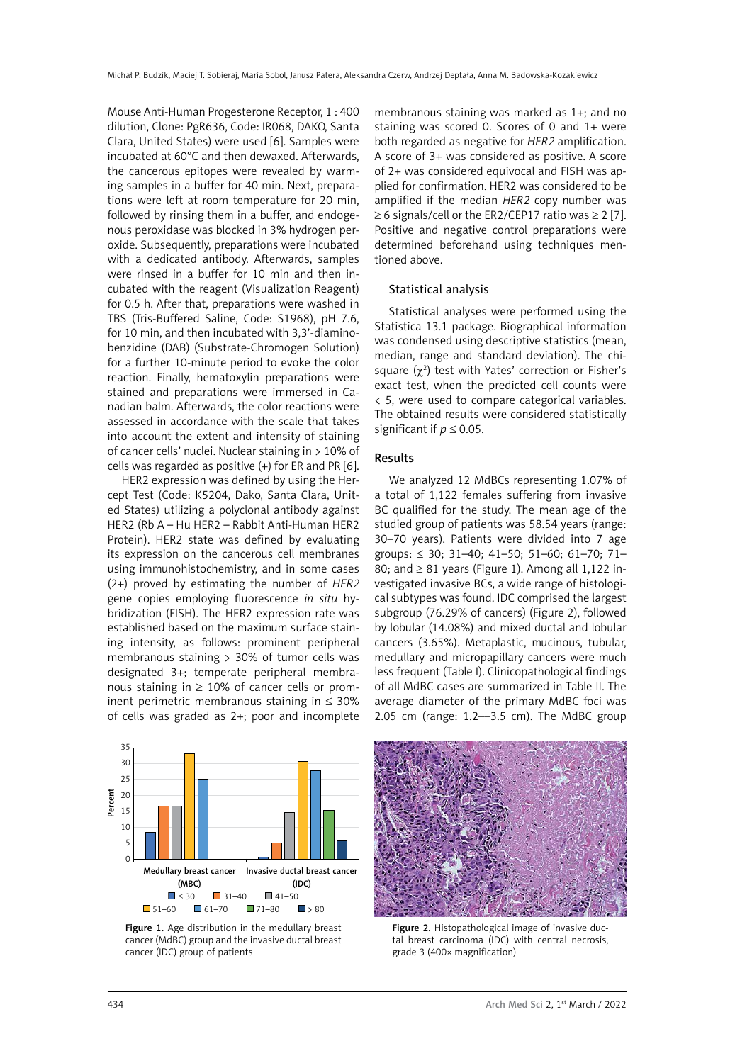Mouse Anti-Human Progesterone Receptor, 1 : 400 dilution, Clone: PgR636, Code: IR068, DAKO, Santa Clara, United States) were used [6]. Samples were incubated at 60°C and then dewaxed. Afterwards, the cancerous epitopes were revealed by warming samples in a buffer for 40 min. Next, preparations were left at room temperature for 20 min, followed by rinsing them in a buffer, and endogenous peroxidase was blocked in 3% hydrogen peroxide. Subsequently, preparations were incubated with a dedicated antibody. Afterwards, samples were rinsed in a buffer for 10 min and then incubated with the reagent (Visualization Reagent) for 0.5 h. After that, preparations were washed in TBS (Tris-Buffered Saline, Code: S1968), pH 7.6, for 10 min, and then incubated with 3,3'-diaminobenzidine (DAB) (Substrate-Chromogen Solution) for a further 10-minute period to evoke the color reaction. Finally, hematoxylin preparations were stained and preparations were immersed in Canadian balm. Afterwards, the color reactions were assessed in accordance with the scale that takes into account the extent and intensity of staining of cancer cells' nuclei. Nuclear staining in > 10% of cells was regarded as positive (+) for ER and PR [6].

HER2 expression was defined by using the Hercept Test (Code: K5204, Dako, Santa Clara, United States) utilizing a polyclonal antibody against HER2 (Rb A – Hu HER2 – Rabbit Anti-Human HER2 Protein). HER2 state was defined by evaluating its expression on the cancerous cell membranes using immunohistochemistry, and in some cases (2+) proved by estimating the number of *HER2* gene copies employing fluorescence *in situ* hybridization (FISH). The HER2 expression rate was established based on the maximum surface staining intensity, as follows: prominent peripheral membranous staining > 30% of tumor cells was designated 3+; temperate peripheral membranous staining in ≥ 10% of cancer cells or prominent perimetric membranous staining in ≤ 30% of cells was graded as 2+; poor and incomplete membranous staining was marked as 1+; and no staining was scored 0. Scores of 0 and 1+ were both regarded as negative for *HER2* amplification. A score of 3+ was considered as positive. A score of 2+ was considered equivocal and FISH was applied for confirmation. HER2 was considered to be amplified if the median *HER2* copy number was ≥ 6 signals/cell or the ER2/CEP17 ratio was ≥ 2 [7]. Positive and negative control preparations were determined beforehand using techniques mentioned above.

### Statistical analysis

Statistical analyses were performed using the Statistica 13.1 package. Biographical information was condensed using descriptive statistics (mean, median, range and standard deviation). The chi-square ($\chi^2$) test with Yates' correction or Fisher's exact test, when the predicted cell counts were < 5, were used to compare categorical variables. The obtained results were considered statistically significant if $p \leq 0.05$.

## Results

We analyzed 12 MdBCs representing 1.07% of a total of 1,122 females suffering from invasive BC qualified for the study. The mean age of the studied group of patients was 58.54 years (range: 30–70 years). Patients were divided into 7 age groups: ≤ 30; 31–40; 41–50; 51–60; 61–70; 71–80; and ≥ 81 years (Figure 1). Among all 1,122 investigated invasive BCs, a wide range of histological subtypes was found. IDC comprised the largest subgroup (76.29% of cancers) (Figure 2), followed by lobular (14.08%) and mixed ductal and lobular cancers (3.65%). Metaplastic, mucinous, tubular, medullary and micropapillary cancers were much less frequent (Table I). Clinicopathological findings of all MdBC cases are summarized in Table II. The average diameter of the primary MdBC foci was 2.05 cm (range: 1.2––3.5 cm). The MdBC group

Figure 1. Age distribution in the medullary breast cancer (MdBC) group and the invasive ductal breast cancer (IDC) group of patients

Figure 2. Histopathological image of invasive ductal breast carcinoma (IDC) with central necrosis, grade 3 (400× magnification)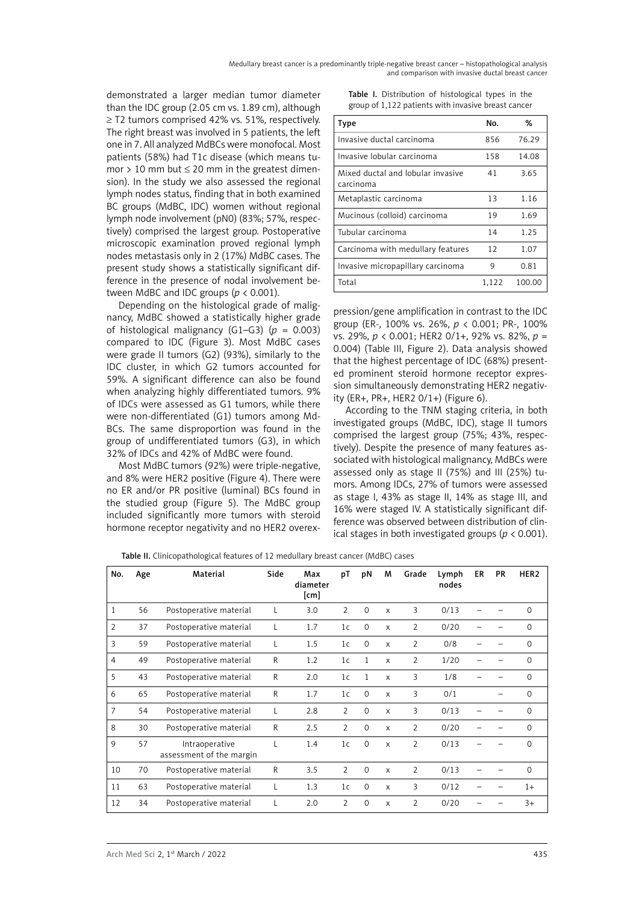demonstrated a larger median tumor diameter than the IDC group (2.05 cm vs. 1.89 cm), although ≥ T2 tumors comprised 42% vs. 51%, respectively. The right breast was involved in 5 patients, the left one in 7. All analyzed MdBCs were monofocal. Most patients (58%) had T1c disease (which means tumor > 10 mm but ≤ 20 mm in the greatest dimension). In the study we also assessed the regional lymph nodes status, finding that in both examined BC groups (MdBC, IDC) women without regional lymph node involvement (pN0) (83%; 57%, respectively) comprised the largest group. Postoperative microscopic examination proved regional lymph nodes metastasis only in 2 (17%) MdBC cases. The present study shows a statistically significant difference in the presence of nodal involvement between MdBC and IDC groups ($p < 0.001$).

Depending on the histological grade of malignancy, MdBC showed a statistically higher grade of histological malignancy (G1–G3) ($p = 0.003$) compared to IDC (Figure 3). Most MdBC cases were grade II tumors (G2) (93%), similarly to the IDC cluster, in which G2 tumors accounted for 59%. A significant difference can also be found when analyzing highly differentiated tumors. 9% of IDCs were assessed as G1 tumors, while there were non-differentiated (G1) tumors among MdBCs. The same disproportion was found in the group of undifferentiated tumors (G3), in which 32% of IDCs and 42% of MdBC were found.

Most MdBC tumors (92%) were triple-negative, and 8% were HER2 positive (Figure 4). There were no ER and/or PR positive (luminal) BCs found in the studied group (Figure 5). The MdBC group included significantly more tumors with steroid hormone receptor negativity and no HER2 overexpression/gene amplification in contrast to the IDC group (ER-, 100% vs. 26%, $p < 0.001$; PR-, 100% vs. 29%, $p < 0.001$; HER2 0/1+, 92% vs. 82%, $p = 0.004$) (Table III, Figure 2). Data analysis showed that the highest percentage of IDC (68%) presented prominent steroid hormone receptor expression simultaneously demonstrating HER2 negativity (ER+, PR+, HER2 0/1+) (Figure 6).

According to the TNM staging criteria, in both investigated groups (MdBC, IDC), stage II tumors comprised the largest group (75%; 43%, respectively). Despite the presence of many features associated with histological malignancy, MdBCs were assessed only as stage II (75%) and III (25%) tumors. Among IDCs, 27% of tumors were assessed as stage I, 43% as stage II, 14% as stage III, and 16% were staged IV. A statistically significant difference was observed between distribution of clinical stages in both investigated groups ($p < 0.001$).

**Table I.** Distribution of histological types in the group of 1,122 patients with invasive breast cancer

| Type | No. | % |
|---|---|---|
| Invasive ductal carcinoma | 856 | 76.29 |
| Invasive lobular carcinoma | 158 | 14.08 |
| Mixed ductal and lobular invasive carcinoma | 41 | 3.65 |
| Metaplastic carcinoma | 13 | 1.16 |
| Mucinous (colloid) carcinoma | 19 | 1.69 |
| Tubular carcinoma | 14 | 1.25 |
| Carcinoma with medullary features | 12 | 1.07 |
| Invasive micropapillary carcinoma | 9 | 0.81 |
| Total | 1,122 | 100.00 |

**Table II.** Clinicopathological features of 12 medullary breast cancer (MdBC) cases

| No. | Age | Material | Side | Max diameter [cm] | pT | pN | M | Grade | Lymph nodes | ER | PR | HER2 |
|---|---|---|---|---|---|---|---|---|---|---|---|---|
| 1 | 56 | Postoperative material | L | 3.0 | 2 | 0 | x | 3 | 0/13 | – | – | 0 |
| 2 | 37 | Postoperative material | L | 1.7 | 1c | 0 | x | 2 | 0/20 | – | – | 0 |
| 3 | 59 | Postoperative material | L | 1.5 | 1c | 0 | x | 2 | 0/8 | – | – | 0 |
| 4 | 49 | Postoperative material | R | 1.2 | 1c | 1 | x | 2 | 1/20 | – | – | 0 |
| 5 | 43 | Postoperative material | R | 2.0 | 1c | 1 | x | 3 | 1/8 | – | – | 0 |
| 6 | 65 | Postoperative material | R | 1.7 | 1c | 0 | x | 3 | 0/1 |  | – | 0 |
| 7 | 54 | Postoperative material | L | 2.8 | 2 | 0 | x | 3 | 0/13 | – | – | 0 |
| 8 | 30 | Postoperative material | R | 2.5 | 2 | 0 | x | 2 | 0/20 | – | – | 0 |
| 9 | 57 | Intraoperative assessment of the margin | L | 1.4 | 1c | 0 | x | 2 | 0/13 | – | – | 0 |
| 10 | 70 | Postoperative material | R | 3.5 | 2 | 0 | x | 2 | 0/13 | – | – | 0 |
| 11 | 63 | Postoperative material | L | 1.3 | 1c | 0 | x | 3 | 0/12 | – | – | 1+ |
| 12 | 34 | Postoperative material | L | 2.0 | 2 | 0 | x | 2 | 0/20 | – | – | 3+ |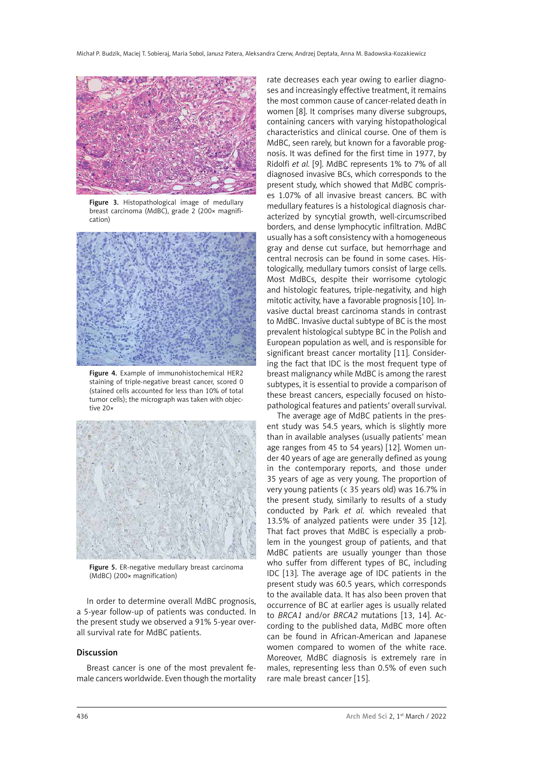Figure 3. Histopathological image of medullary breast carcinoma (MdBC), grade 2 (200× magnification)

Figure 4. Example of immunohistochemical HER2 staining of triple-negative breast cancer, scored 0 (stained cells accounted for less than 10% of total tumor cells); the micrograph was taken with objective 20×

Figure 5. ER-negative medullary breast carcinoma (MdBC) (200× magnification)

In order to determine overall MdBC prognosis, a 5-year follow-up of patients was conducted. In the present study we observed a 91% 5-year overall survival rate for MdBC patients.

## Discussion

Breast cancer is one of the most prevalent female cancers worldwide. Even though the mortality rate decreases each year owing to earlier diagnoses and increasingly effective treatment, it remains the most common cause of cancer-related death in women [8]. It comprises many diverse subgroups, containing cancers with varying histopathological characteristics and clinical course. One of them is MdBC, seen rarely, but known for a favorable prognosis. It was defined for the first time in 1977, by Ridolfi *et al.* [9]. MdBC represents 1% to 7% of all diagnosed invasive BCs, which corresponds to the present study, which showed that MdBC comprises 1.07% of all invasive breast cancers. BC with medullary features is a histological diagnosis characterized by syncytial growth, well-circumscribed borders, and dense lymphocytic infiltration. MdBC usually has a soft consistency with a homogeneous gray and dense cut surface, but hemorrhage and central necrosis can be found in some cases. Histologically, medullary tumors consist of large cells. Most MdBCs, despite their worrisome cytologic and histologic features, triple-negativity, and high mitotic activity, have a favorable prognosis [10]. Invasive ductal breast carcinoma stands in contrast to MdBC. Invasive ductal subtype of BC is the most prevalent histological subtype BC in the Polish and European population as well, and is responsible for significant breast cancer mortality [11]. Considering the fact that IDC is the most frequent type of breast malignancy while MdBC is among the rarest subtypes, it is essential to provide a comparison of these breast cancers, especially focused on histopathological features and patients' overall survival.

The average age of MdBC patients in the present study was 54.5 years, which is slightly more than in available analyses (usually patients' mean age ranges from 45 to 54 years) [12]. Women under 40 years of age are generally defined as young in the contemporary reports, and those under 35 years of age as very young. The proportion of very young patients (< 35 years old) was 16.7% in the present study, similarly to results of a study conducted by Park *et al.* which revealed that 13.5% of analyzed patients were under 35 [12]. That fact proves that MdBC is especially a problem in the youngest group of patients, and that MdBC patients are usually younger than those who suffer from different types of BC, including IDC [13]. The average age of IDC patients in the present study was 60.5 years, which corresponds to the available data. It has also been proven that occurrence of BC at earlier ages is usually related to *BRCA1* and/or *BRCA2* mutations [13, 14]. According to the published data, MdBC more often can be found in African-American and Japanese women compared to women of the white race. Moreover, MdBC diagnosis is extremely rare in males, representing less than 0.5% of even such rare male breast cancer [15].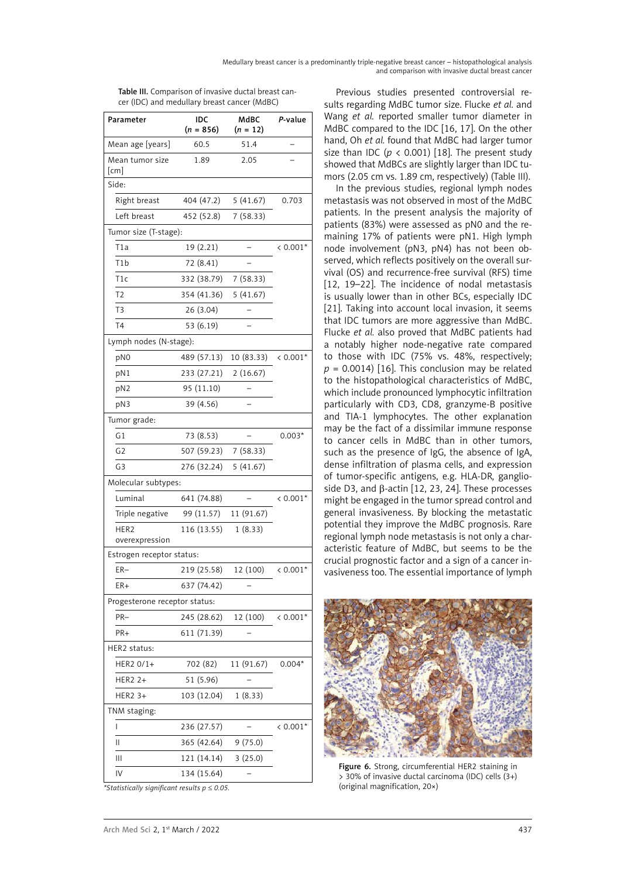Table III. Comparison of invasive ductal breast cancer (IDC) and medullary breast cancer (MdBC)

| Parameter | IDC ($n$ = 856) | MdBC ($n$ = 12) | $P$-value |
|---|---|---|---|
| Mean age [years] | 60.5 | 51.4 | – |
| Mean tumor size [cm] | 1.89 | 2.05 | – |
| Side: | | | |
| Right breast | 404 (47.2) | 5 (41.67) | 0.703 |
| Left breast | 452 (52.8) | 7 (58.33) | |
| Tumor size (T-stage): | | | |
| T1a | 19 (2.21) | – | < 0.001* |
| T1b | 72 (8.41) | – | |
| T1c | 332 (38.79) | 7 (58.33) | |
| T2 | 354 (41.36) | 5 (41.67) | |
| T3 | 26 (3.04) | – | |
| T4 | 53 (6.19) | – | |
| Lymph nodes (N-stage): | | | |
| pN0 | 489 (57.13) | 10 (83.33) | < 0.001* |
| pN1 | 233 (27.21) | 2 (16.67) | |
| pN2 | 95 (11.10) | – | |
| pN3 | 39 (4.56) | – | |
| Tumor grade: | | | |
| G1 | 73 (8.53) | – | 0.003* |
| G2 | 507 (59.23) | 7 (58.33) | |
| G3 | 276 (32.24) | 5 (41.67) | |
| Molecular subtypes: | | | |
| Luminal | 641 (74.88) | – | < 0.001* |
| Triple negative | 99 (11.57) | 11 (91.67) | |
| HER2 overexpression | 116 (13.55) | 1 (8.33) | |
| Estrogen receptor status: | | | |
| ER– | 219 (25.58) | 12 (100) | < 0.001* |
| ER+ | 637 (74.42) | – | |
| Progesterone receptor status: | | | |
| PR– | 245 (28.62) | 12 (100) | < 0.001* |
| PR+ | 611 (71.39) | – | |
| HER2 status: | | | |
| HER2 0/1+ | 702 (82) | 11 (91.67) | 0.004* |
| HER2 2+ | 51 (5.96) | – | |
| HER2 3+ | 103 (12.04) | 1 (8.33) | |
| TNM staging: | | | |
| I | 236 (27.57) | – | < 0.001* |
| II | 365 (42.64) | 9 (75.0) | |
| III | 121 (14.14) | 3 (25.0) | |
| IV | 134 (15.64) | – | |

*Statistically significant results $p \leq 0.05$.*

Previous studies presented controversial results regarding MdBC tumor size. Flucke *et al.* and Wang *et al.* reported smaller tumor diameter in MdBC compared to the IDC [16, 17]. On the other hand, Oh *et al.* found that MdBC had larger tumor size than IDC ($p < 0.001$) [18]. The present study showed that MdBCs are slightly larger than IDC tumors (2.05 cm vs. 1.89 cm, respectively) (Table III).

In the previous studies, regional lymph nodes metastasis was not observed in most of the MdBC patients. In the present analysis the majority of patients (83%) were assessed as pN0 and the remaining 17% of patients were pN1. High lymph node involvement (pN3, pN4) has not been observed, which reflects positively on the overall survival (OS) and recurrence-free survival (RFS) time [12, 19–22]. The incidence of nodal metastasis is usually lower than in other BCs, especially IDC [21]. Taking into account local invasion, it seems that IDC tumors are more aggressive than MdBC. Flucke *et al.* also proved that MdBC patients had a notably higher node-negative rate compared to those with IDC (75% vs. 48%, respectively; $p = 0.0014$) [16]. This conclusion may be related to the histopathological characteristics of MdBC, which include pronounced lymphocytic infiltration particularly with CD3, CD8, granzyme-B positive and TIA-1 lymphocytes. The other explanation may be the fact of a dissimilar immune response to cancer cells in MdBC than in other tumors, such as the presence of IgG, the absence of IgA, dense infiltration of plasma cells, and expression of tumor-specific antigens, e.g. HLA-DR, ganglioside D3, and β-actin [12, 23, 24]. These processes might be engaged in the tumor spread control and general invasiveness. By blocking the metastatic potential they improve the MdBC prognosis. Rare regional lymph node metastasis is not only a characteristic feature of MdBC, but seems to be the crucial prognostic factor and a sign of a cancer invasiveness too. The essential importance of lymph

Figure 6. Strong, circumferential HER2 staining in > 30% of invasive ductal carcinoma (IDC) cells (3+) (original magnification, 20×)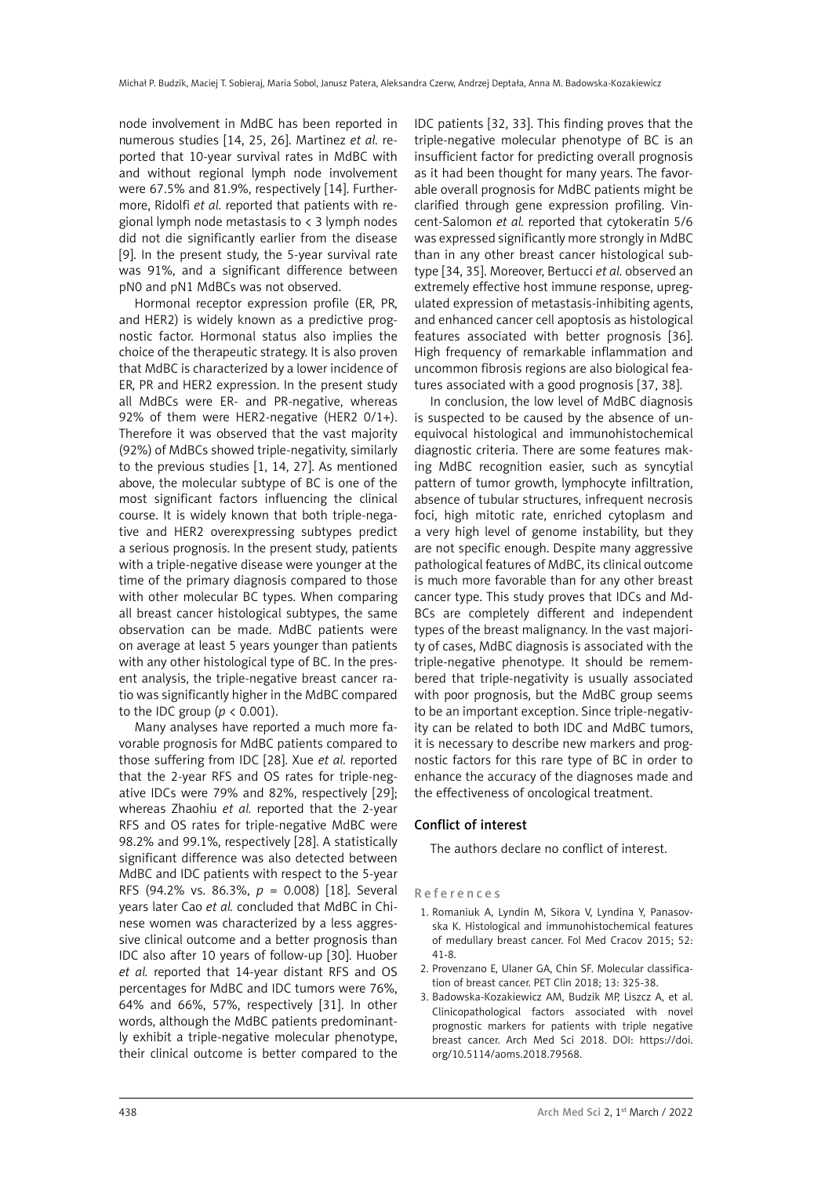node involvement in MdBC has been reported in numerous studies [14, 25, 26]. Martinez *et al.* reported that 10-year survival rates in MdBC with and without regional lymph node involvement were 67.5% and 81.9%, respectively [14]. Furthermore, Ridolfi *et al.* reported that patients with regional lymph node metastasis to < 3 lymph nodes did not die significantly earlier from the disease [9]. In the present study, the 5-year survival rate was 91%, and a significant difference between pN0 and pN1 MdBCs was not observed.

Hormonal receptor expression profile (ER, PR, and HER2) is widely known as a predictive prognostic factor. Hormonal status also implies the choice of the therapeutic strategy. It is also proven that MdBC is characterized by a lower incidence of ER, PR and HER2 expression. In the present study all MdBCs were ER- and PR-negative, whereas 92% of them were HER2-negative (HER2 0/1+). Therefore it was observed that the vast majority (92%) of MdBCs showed triple-negativity, similarly to the previous studies [1, 14, 27]. As mentioned above, the molecular subtype of BC is one of the most significant factors influencing the clinical course. It is widely known that both triple-negative and HER2 overexpressing subtypes predict a serious prognosis. In the present study, patients with a triple-negative disease were younger at the time of the primary diagnosis compared to those with other molecular BC types. When comparing all breast cancer histological subtypes, the same observation can be made. MdBC patients were on average at least 5 years younger than patients with any other histological type of BC. In the present analysis, the triple-negative breast cancer ratio was significantly higher in the MdBC compared to the IDC group ($p < 0.001$).

Many analyses have reported a much more favorable prognosis for MdBC patients compared to those suffering from IDC [28]. Xue *et al.* reported that the 2-year RFS and OS rates for triple-negative IDCs were 79% and 82%, respectively [29]; whereas Zhaohiu *et al.* reported that the 2-year RFS and OS rates for triple-negative MdBC were 98.2% and 99.1%, respectively [28]. A statistically significant difference was also detected between MdBC and IDC patients with respect to the 5-year RFS (94.2% vs. 86.3%, $p = 0.008$) [18]. Several years later Cao *et al.* concluded that MdBC in Chinese women was characterized by a less aggressive clinical outcome and a better prognosis than IDC also after 10 years of follow-up [30]. Huober *et al.* reported that 14-year distant RFS and OS percentages for MdBC and IDC tumors were 76%, 64% and 66%, 57%, respectively [31]. In other words, although the MdBC patients predominantly exhibit a triple-negative molecular phenotype, their clinical outcome is better compared to the IDC patients [32, 33]. This finding proves that the triple-negative molecular phenotype of BC is an insufficient factor for predicting overall prognosis as it had been thought for many years. The favorable overall prognosis for MdBC patients might be clarified through gene expression profiling. Vincent-Salomon *et al.* reported that cytokeratin 5/6 was expressed significantly more strongly in MdBC than in any other breast cancer histological subtype [34, 35]. Moreover, Bertucci *et al.* observed an extremely effective host immune response, upregulated expression of metastasis-inhibiting agents, and enhanced cancer cell apoptosis as histological features associated with better prognosis [36]. High frequency of remarkable inflammation and uncommon fibrosis regions are also biological features associated with a good prognosis [37, 38].

In conclusion, the low level of MdBC diagnosis is suspected to be caused by the absence of unequivocal histological and immunohistochemical diagnostic criteria. There are some features making MdBC recognition easier, such as syncytial pattern of tumor growth, lymphocyte infiltration, absence of tubular structures, infrequent necrosis foci, high mitotic rate, enriched cytoplasm and a very high level of genome instability, but they are not specific enough. Despite many aggressive pathological features of MdBC, its clinical outcome is much more favorable than for any other breast cancer type. This study proves that IDCs and MdBCs are completely different and independent types of the breast malignancy. In the vast majority of cases, MdBC diagnosis is associated with the triple-negative phenotype. It should be remembered that triple-negativity is usually associated with poor prognosis, but the MdBC group seems to be an important exception. Since triple-negativity can be related to both IDC and MdBC tumors, it is necessary to describe new markers and prognostic factors for this rare type of BC in order to enhance the accuracy of the diagnoses made and the effectiveness of oncological treatment.

## Conflict of interest

The authors declare no conflict of interest.

## References

1. Romaniuk A, Lyndin M, Sikora V, Lyndina Y, Panasovska K. Histological and immunohistochemical features of medullary breast cancer. Fol Med Cracov 2015; 52: 41-8.
2. Provenzano E, Ulaner GA, Chin SF. Molecular classification of breast cancer. PET Clin 2018; 13: 325-38.
3. Badowska-Kozakiewicz AM, Budzik MP, Liszcz A, et al. Clinicopathological factors associated with novel prognostic markers for patients with triple negative breast cancer. Arch Med Sci 2018. DOI: https://doi.org/10.5114/aoms.2018.79568.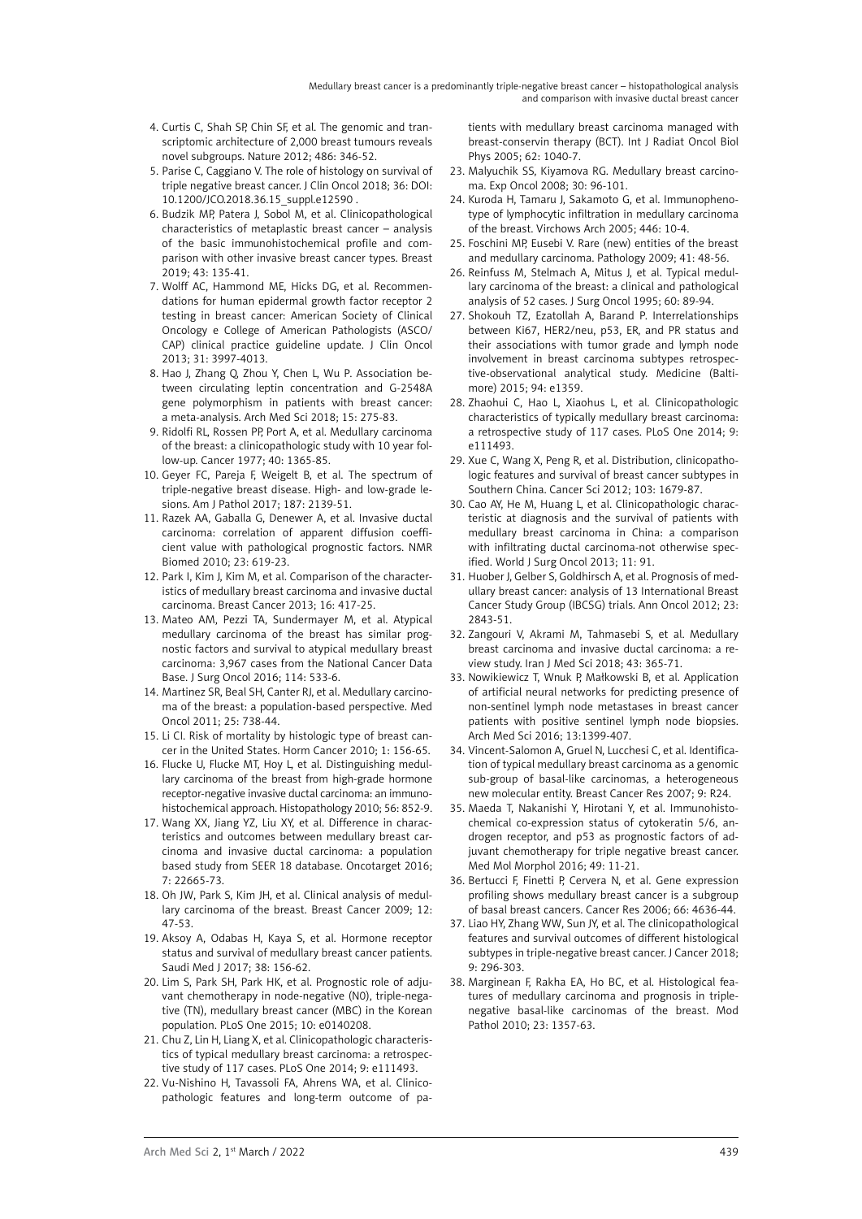4. Curtis C, Shah SP, Chin SF, et al. The genomic and transcriptomic architecture of 2,000 breast tumours reveals novel subgroups. Nature 2012; 486: 346-52.
5. Parise C, Caggiano V. The role of histology on survival of triple negative breast cancer. J Clin Oncol 2018; 36: DOI: 10.1200/JCO.2018.36.15_suppl.e12590 .
6. Budzik MP, Patera J, Sobol M, et al. Clinicopathological characteristics of metaplastic breast cancer – analysis of the basic immunohistochemical profile and comparison with other invasive breast cancer types. Breast 2019; 43: 135-41.
7. Wolff AC, Hammond ME, Hicks DG, et al. Recommendations for human epidermal growth factor receptor 2 testing in breast cancer: American Society of Clinical Oncology e College of American Pathologists (ASCO/CAP) clinical practice guideline update. J Clin Oncol 2013; 31: 3997-4013.
8. Hao J, Zhang Q, Zhou Y, Chen L, Wu P. Association between circulating leptin concentration and G-2548A gene polymorphism in patients with breast cancer: a meta-analysis. Arch Med Sci 2018; 15: 275-83.
9. Ridolfi RL, Rossen PP, Port A, et al. Medullary carcinoma of the breast: a clinicopathologic study with 10 year follow-up. Cancer 1977; 40: 1365-85.
10. Geyer FC, Pareja F, Weigelt B, et al. The spectrum of triple-negative breast disease. High- and low-grade lesions. Am J Pathol 2017; 187: 2139-51.
11. Razek AA, Gaballa G, Denewer A, et al. Invasive ductal carcinoma: correlation of apparent diffusion coefficient value with pathological prognostic factors. NMR Biomed 2010; 23: 619-23.
12. Park I, Kim J, Kim M, et al. Comparison of the characteristics of medullary breast carcinoma and invasive ductal carcinoma. Breast Cancer 2013; 16: 417-25.
13. Mateo AM, Pezzi TA, Sundermayer M, et al. Atypical medullary carcinoma of the breast has similar prognostic factors and survival to atypical medullary breast carcinoma: 3,967 cases from the National Cancer Data Base. J Surg Oncol 2016; 114: 533-6.
14. Martinez SR, Beal SH, Canter RJ, et al. Medullary carcinoma of the breast: a population-based perspective. Med Oncol 2011; 25: 738-44.
15. Li CI. Risk of mortality by histologic type of breast cancer in the United States. Horm Cancer 2010; 1: 156-65.
16. Flucke U, Flucke MT, Hoy L, et al. Distinguishing medullary carcinoma of the breast from high-grade hormone receptor-negative invasive ductal carcinoma: an immunohistochemical approach. Histopathology 2010; 56: 852-9.
17. Wang XX, Jiang YZ, Liu XY, et al. Difference in characteristics and outcomes between medullary breast carcinoma and invasive ductal carcinoma: a population based study from SEER 18 database. Oncotarget 2016; 7: 22665-73.
18. Oh JW, Park S, Kim JH, et al. Clinical analysis of medullary carcinoma of the breast. Breast Cancer 2009; 12: 47-53.
19. Aksoy A, Odabas H, Kaya S, et al. Hormone receptor status and survival of medullary breast cancer patients. Saudi Med J 2017; 38: 156-62.
20. Lim S, Park SH, Park HK, et al. Prognostic role of adjuvant chemotherapy in node-negative (N0), triple-negative (TN), medullary breast cancer (MBC) in the Korean population. PLoS One 2015; 10: e0140208.
21. Chu Z, Lin H, Liang X, et al. Clinicopathologic characteristics of typical medullary breast carcinoma: a retrospective study of 117 cases. PLoS One 2014; 9: e111493.
22. Vu-Nishino H, Tavassoli FA, Ahrens WA, et al. Clinicopathologic features and long-term outcome of patients with medullary breast carcinoma managed with breast-conservin therapy (BCT). Int J Radiat Oncol Biol Phys 2005; 62: 1040-7.
23. Malyuchik SS, Kiyamova RG. Medullary breast carcinoma. Exp Oncol 2008; 30: 96-101.
24. Kuroda H, Tamaru J, Sakamoto G, et al. Immunophenotype of lymphocytic infiltration in medullary carcinoma of the breast. Virchows Arch 2005; 446: 10-4.
25. Foschini MP, Eusebi V. Rare (new) entities of the breast and medullary carcinoma. Pathology 2009; 41: 48-56.
26. Reinfuss M, Stelmach A, Mitus J, et al. Typical medullary carcinoma of the breast: a clinical and pathological analysis of 52 cases. J Surg Oncol 1995; 60: 89-94.
27. Shokouh TZ, Ezatollah A, Barand P. Interrelationships between Ki67, HER2/neu, p53, ER, and PR status and their associations with tumor grade and lymph node involvement in breast carcinoma subtypes retrospective-observational analytical study. Medicine (Baltimore) 2015; 94: e1359.
28. Zhaohui C, Hao L, Xiaohus L, et al. Clinicopathologic characteristics of typically medullary breast carcinoma: a retrospective study of 117 cases. PLoS One 2014; 9: e111493.
29. Xue C, Wang X, Peng R, et al. Distribution, clinicopathologic features and survival of breast cancer subtypes in Southern China. Cancer Sci 2012; 103: 1679-87.
30. Cao AY, He M, Huang L, et al. Clinicopathologic characteristic at diagnosis and the survival of patients with medullary breast carcinoma in China: a comparison with infiltrating ductal carcinoma-not otherwise specified. World J Surg Oncol 2013; 11: 91.
31. Huober J, Gelber S, Goldhirsch A, et al. Prognosis of medullary breast cancer: analysis of 13 International Breast Cancer Study Group (IBCSG) trials. Ann Oncol 2012; 23: 2843-51.
32. Zangouri V, Akrami M, Tahmasebi S, et al. Medullary breast carcinoma and invasive ductal carcinoma: a review study. Iran J Med Sci 2018; 43: 365-71.
33. Nowikiewicz T, Wnuk P, Małkowski B, et al. Application of artificial neural networks for predicting presence of non-sentinel lymph node metastases in breast cancer patients with positive sentinel lymph node biopsies. Arch Med Sci 2016; 13:1399-407.
34. Vincent-Salomon A, Gruel N, Lucchesi C, et al. Identification of typical medullary breast carcinoma as a genomic sub-group of basal-like carcinomas, a heterogeneous new molecular entity. Breast Cancer Res 2007; 9: R24.
35. Maeda T, Nakanishi Y, Hirotani Y, et al. Immunohistochemical co-expression status of cytokeratin 5/6, androgen receptor, and p53 as prognostic factors of adjuvant chemotherapy for triple negative breast cancer. Med Mol Morphol 2016; 49: 11-21.
36. Bertucci F, Finetti P, Cervera N, et al. Gene expression profiling shows medullary breast cancer is a subgroup of basal breast cancers. Cancer Res 2006; 66: 4636-44.
37. Liao HY, Zhang WW, Sun JY, et al. The clinicopathological features and survival outcomes of different histological subtypes in triple-negative breast cancer. J Cancer 2018; 9: 296-303.
38. Marginean F, Rakha EA, Ho BC, et al. Histological features of medullary carcinoma and prognosis in triple-negative basal-like carcinomas of the breast. Mod Pathol 2010; 23: 1357-63.